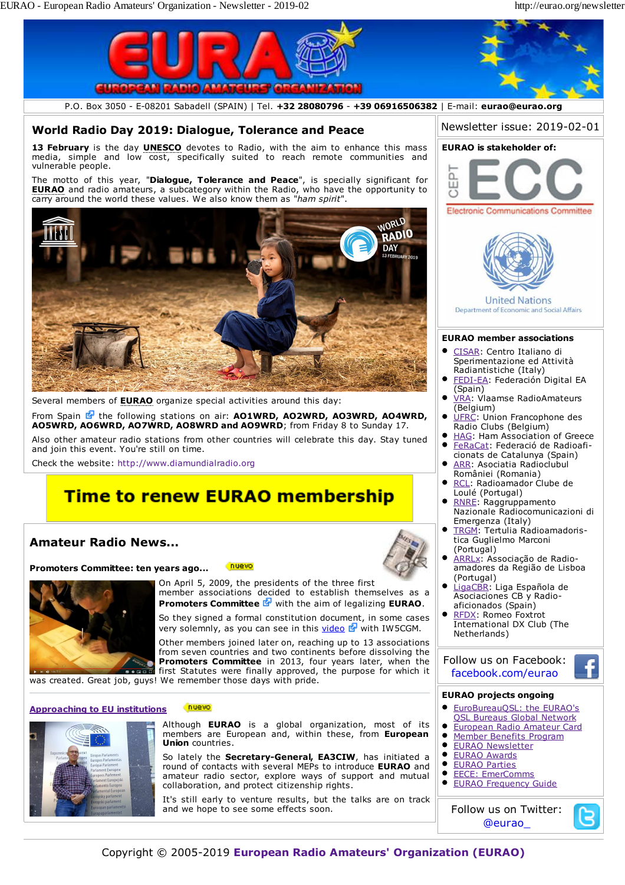P.O. Box 3050 - E-08201 Sabadell (SPAIN) | Tel. **+32 28080796** - **+39 06916506382** | E-mail: **eurao@eurao.org**

## World Radio Day 2019: Dialogue, Tolerance and Peace

**13 February** is the day **UNESCO** devotes to Radio, with the aim to enhance this mass media, simple and low cost, specifically suited to reach remote communities and vulnerable people.

The motto of this year, "**Dialogue, Tolerance and Peace**", is specially significant for **EURAO** and radio amateurs, a subcategory within the Radio, who have the opportunity to carry around the world these values. We also know them as "*ham spirit*".

Several members of **EURAO** organize special activities around this day:

From Spain the following stations on air: **AO1WRD, AO2WRD, AO3WRD, AO4WRD, AO5WRD, AO6WRD, AO7WRD, AO8WRD and AO9WRD**; from Friday 8 to Sunday 17.

Also other amateur radio stations from other countries will celebrate this day. Stay tuned and join this event. You're still on time.

Check the website: http://www.diamundialradio.org

## Time to renew EURAO membership

## Amateur Radio News...

### Promoters Committee: ten years ago... nuevo

On April 5, 2009, the presidents of the three first member associations decided to establish themselves as a **Promoters Committee** with the aim of legalizing **EURAO**.

So they signed a formal constitution document, in some cases very solemnly, as you can see in this video with IW5CGM.

Other members joined later on, reaching up to 13 associations from seven countries and two continents before dissolving the **Promoters Committee** in 2013, four years later, when the first Statutes were finally approved, the purpose for which it was created. Great job, guys! We remember those days with pride.

### Approaching to EU institutions nuevo

Although **EURAO** is a global organization, most of its members are European and, within these, from **European Union** countries.

So lately the **Secretary-General, EA3CIW**, has initiated a round of contacts with several MEPs to introduce **EURAO** and amateur radio sector, explore ways of support and mutual collaboration, and protect citizenship rights.

It's still early to venture results, but the talks are on track and we hope to see some effects soon.

Newsletter issue: 2019-02-01

**EURAO is stakeholder of:**

CEPT ECC Electronic Communications Committee

United Nations Department of Economic and Social Affairs

**EURAO member associations**

- CISAR: Centro Italiano di Sperimentazione ed Attività Radiantistiche (Italy)
- FEDI-EA: Federación Digital EA (Spain)
- VRA: Vlaamse RadioAmateurs (Belgium)
- UFRC: Union Francophone des Radio Clubs (Belgium)
- HAG: Ham Association of Greece
- FeRaCat: Federació de Radioaficionats de Catalunya (Spain)
- ARR: Asociatia Radioclubul României (Romania)
- RCL: Radioamador Clube de Loulé (Portugal)
- RNRE: Raggruppamento Nazionale Radiocomunicazioni di Emergenza (Italy)
- TRGM: Tertulia Radioamadoristica Guglielmo Marconi (Portugal)
- ARRLx: Associação de Radioamadores da Região de Lisboa (Portugal)
- LigaCBR: Liga Española de Asociaciones CB y Radioaficionados (Spain)
- RFDX: Romeo Foxtrot International DX Club (The Netherlands)

Follow us on Facebook: facebook.com/eurao

**EURAO projects ongoing**

- EuroBureauQSL: the EURAO's QSL Bureaus Global Network
- European Radio Amateur Card
- Member Benefits Program
- EURAO Newsletter
- EURAO Awards
- EURAO Parties
- EECE: EmerComms
- EURAO Frequency Guide

Follow us on Twitter: @eurao_

Copyright © 2005-2019 **European Radio Amateurs' Organization (EURAO)**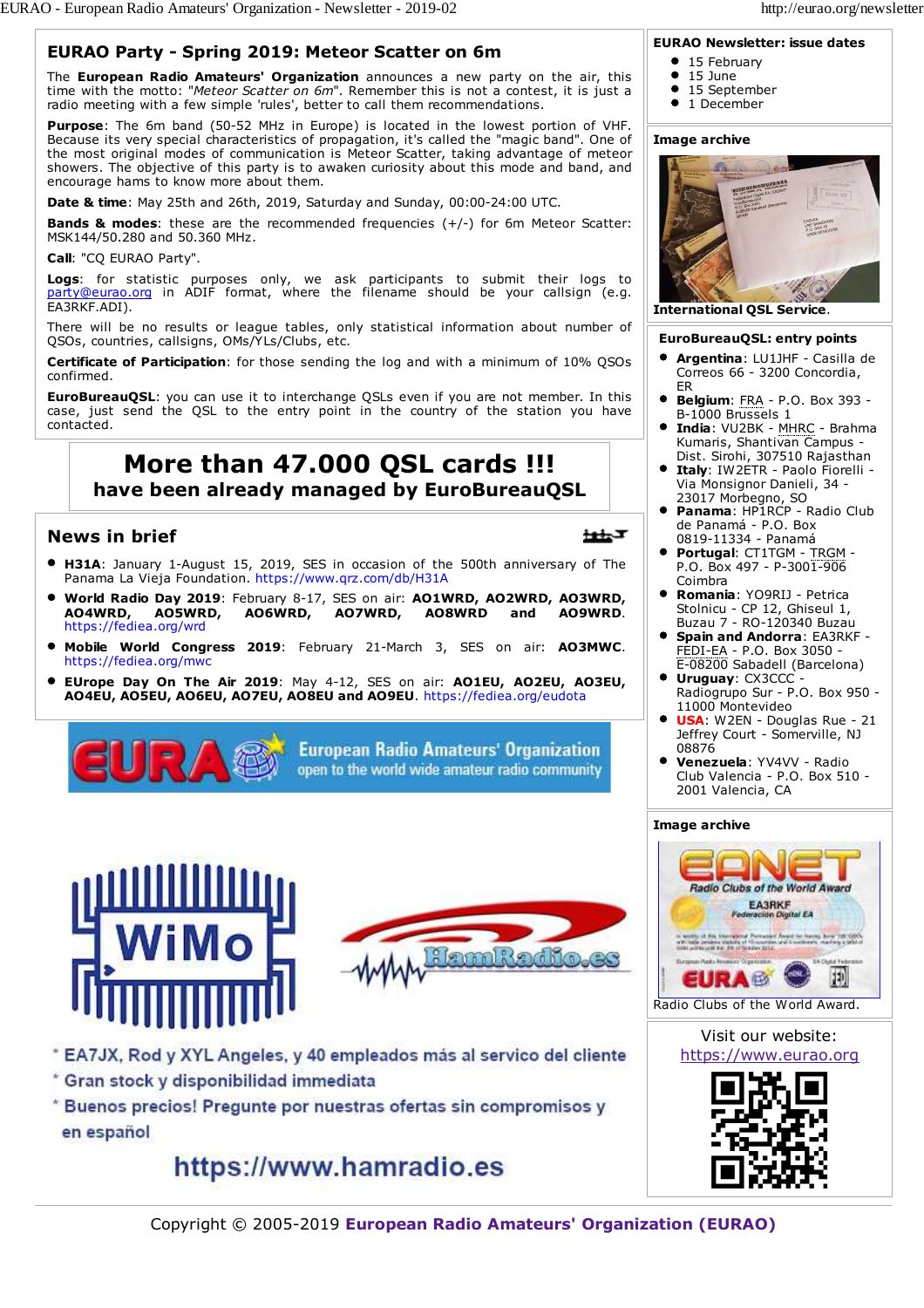## EURAO Party - Spring 2019: Meteor Scatter on 6m

The **European Radio Amateurs' Organization** announces a new party on the air, this time with the motto: "*Meteor Scatter on 6m*". Remember this is not a contest, it is just a radio meeting with a few simple 'rules', better to call them recommendations.

**Purpose**: The 6m band (50-52 MHz in Europe) is located in the lowest portion of VHF. Because its very special characteristics of propagation, it's called the "magic band". One of the most original modes of communication is Meteor Scatter, taking advantage of meteor showers. The objective of this party is to awaken curiosity about this mode and band, and encourage hams to know more about them.

**Date & time**: May 25th and 26th, 2019, Saturday and Sunday, 00:00-24:00 UTC.

**Bands & modes**: these are the recommended frequencies (+/-) for 6m Meteor Scatter: MSK144/50.280 and 50.360 MHz.

**Call**: "CQ EURAO Party".

**Logs**: for statistic purposes only, we ask participants to submit their logs to party@eurao.org in ADIF format, where the filename should be your callsign (e.g. EA3RKF.ADI).

There will be no results or league tables, only statistical information about number of QSOs, countries, callsigns, OMs/YLs/Clubs, etc.

**Certificate of Participation**: for those sending the log and with a minimum of 10% QSOs confirmed.

**EuroBureauQSL**: you can use it to interchange QSLs even if you are not member. In this case, just send the QSL to the entry point in the country of the station you have contacted.

# More than 47.000 QSL cards !!!
## have been already managed by EuroBureauQSL

## News in brief

- **H31A**: January 1-August 15, 2019, SES in occasion of the 500th anniversary of The Panama La Vieja Foundation. https://www.qrz.com/db/H31A
- **World Radio Day 2019**: February 8-17, SES on air: **AO1WRD, AO2WRD, AO3WRD, AO4WRD, AO5WRD, AO6WRD, AO7WRD, AO8WRD and AO9WRD**. https://fediea.org/wrd
- **Mobile World Congress 2019**: February 21-March 3, SES on air: **AO3MWC**. https://fediea.org/mwc
- **EUrope Day On The Air 2019**: May 4-12, SES on air: **AO1EU, AO2EU, AO3EU, AO4EU, AO5EU, AO6EU, AO7EU, AO8EU and AO9EU**. https://fediea.org/eudota

EURAO European Radio Amateurs' Organization — open to the world wide amateur radio community

WiMo

HamRadio.es

* EA7JX, Rod y XYL Angeles, y 40 empleados más al servico del cliente
* Gran stock y disponibilidad immediata
* Buenos precios! Pregunte por nuestras ofertas sin compromisos y en español

https://www.hamradio.es

### EURAO Newsletter: issue dates

- 15 February
- 15 June
- 15 September
- 1 December

### Image archive

International QSL Service.

### EuroBureauQSL: entry points

- **Argentina**: LU1JHF - Casilla de Correos 66 - 3200 Concordia, ER
- **Belgium**: FRA - P.O. Box 393 - B-1000 Brussels 1
- **India**: VU2BK - MHRC - Brahma Kumaris, Shantivan Campus - Dist. Sirohi, 307510 Rajasthan
- **Italy**: IW2ETR - Paolo Fiorelli - Via Monsignor Danieli, 34 - 23017 Morbegno, SO
- **Panama**: HP1RCP - Radio Club de Panamá - P.O. Box 0819-11334 - Panamá
- **Portugal**: CT1TGM - TRGM - P.O. Box 497 - P-3001-906 Coimbra
- **Romania**: YO9RIJ - Petrica Stolnicu - CP 12, Ghiseul 1, Buzau 7 - RO-120340 Buzau
- **Spain and Andorra**: EA3RKF - FEDI-EA - P.O. Box 3050 - E-08200 Sabadell (Barcelona)
- **Uruguay**: CX3CCC - Radiogrupo Sur - P.O. Box 950 - 11000 Montevideo
- **USA**: W2EN - Douglas Rue - 21 Jeffrey Court - Somerville, NJ 08876
- **Venezuela**: YV4VV - Radio Club Valencia - P.O. Box 510 - 2001 Valencia, CA

### Image archive

Radio Clubs of the World Award.

Visit our website: https://www.eurao.org

Copyright © 2005-2019 **European Radio Amateurs' Organization (EURAO)**